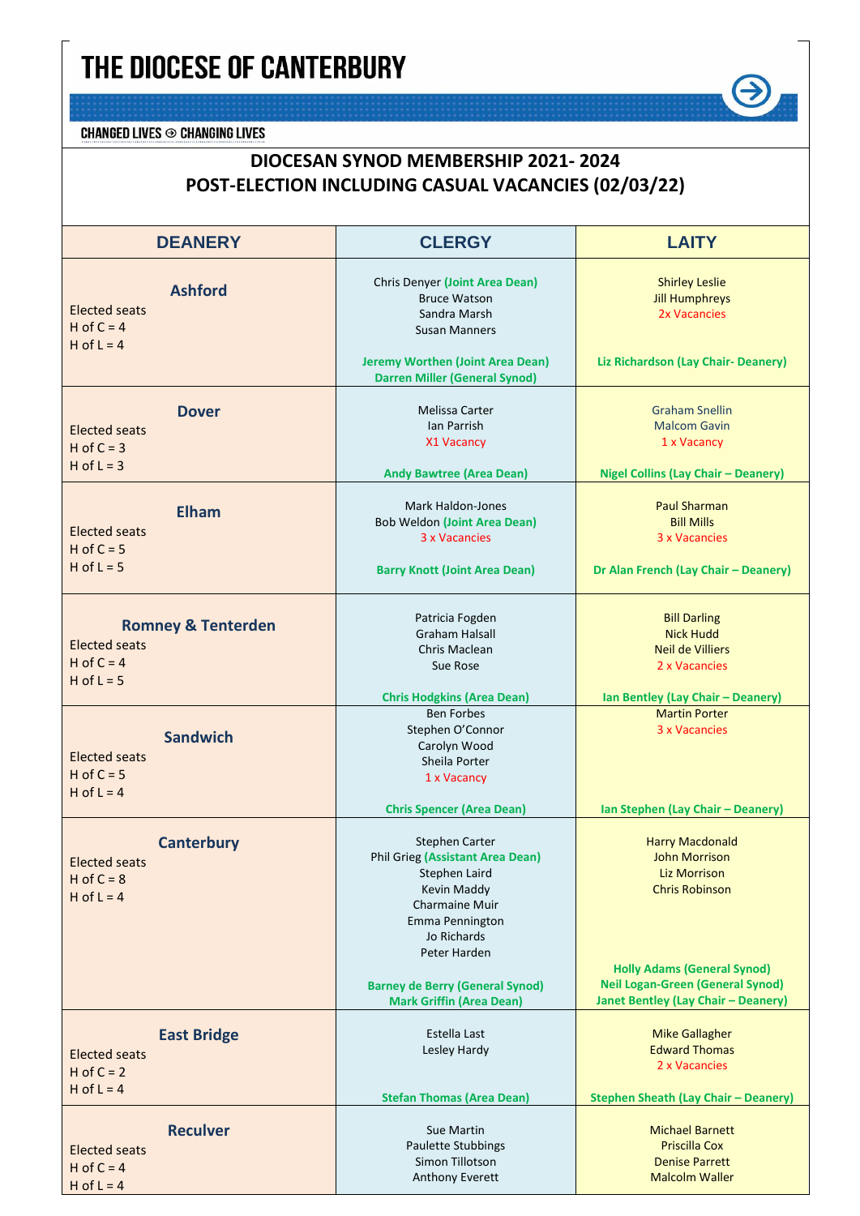# THE DIOCESE OF CANTERBURY

CHANGED LIVES ⊛ CHANGING LIVES

## DIOCESAN SYNOD MEMBERSHIP 2021- 2024
## POST-ELECTION INCLUDING CASUAL VACANCIES (02/03/22)

| DEANERY | CLERGY | LAITY |
|---|---|---|
| **Ashford**<br>Elected seats<br>H of C = 4<br>H of L = 4 | Chris Denyer **(Joint Area Dean)**<br>Bruce Watson<br>Sandra Marsh<br>Susan Manners<br><br>**Jeremy Worthen (Joint Area Dean)**<br>**Darren Miller (General Synod)** | Shirley Leslie<br>Jill Humphreys<br>2x Vacancies<br><br>**Liz Richardson (Lay Chair- Deanery)** |
| **Dover**<br>Elected seats<br>H of C = 3<br>H of L = 3 | Melissa Carter<br>Ian Parrish<br>X1 Vacancy<br><br>**Andy Bawtree (Area Dean)** | Graham Snellin<br>Malcom Gavin<br>1 x Vacancy<br><br>**Nigel Collins (Lay Chair – Deanery)** |
| **Elham**<br>Elected seats<br>H of C = 5<br>H of L = 5 | Mark Haldon-Jones<br>Bob Weldon **(Joint Area Dean)**<br>3 x Vacancies<br><br>**Barry Knott (Joint Area Dean)** | Paul Sharman<br>Bill Mills<br>3 x Vacancies<br><br>**Dr Alan French (Lay Chair – Deanery)** |
| **Romney & Tenterden**<br>Elected seats<br>H of C = 4<br>H of L = 5 | Patricia Fogden<br>Graham Halsall<br>Chris Maclean<br>Sue Rose<br><br>**Chris Hodgkins (Area Dean)** | Bill Darling<br>Nick Hudd<br>Neil de Villiers<br>2 x Vacancies<br><br>**Ian Bentley (Lay Chair – Deanery)** |
| **Sandwich**<br>Elected seats<br>H of C = 5<br>H of L = 4 | Ben Forbes<br>Stephen O'Connor<br>Carolyn Wood<br>Sheila Porter<br>1 x Vacancy<br><br>**Chris Spencer (Area Dean)** | Martin Porter<br>3 x Vacancies<br><br>**Ian Stephen (Lay Chair – Deanery)** |
| **Canterbury**<br>Elected seats<br>H of C = 8<br>H of L = 4 | Stephen Carter<br>Phil Grieg **(Assistant Area Dean)**<br>Stephen Laird<br>Kevin Maddy<br>Charmaine Muir<br>Emma Pennington<br>Jo Richards<br>Peter Harden<br><br>**Barney de Berry (General Synod)**<br>**Mark Griffin (Area Dean)** | Harry Macdonald<br>John Morrison<br>Liz Morrison<br>Chris Robinson<br><br>**Holly Adams (General Synod)**<br>**Neil Logan-Green (General Synod)**<br>**Janet Bentley (Lay Chair – Deanery)** |
| **East Bridge**<br>Elected seats<br>H of C = 2<br>H of L = 4 | Estella Last<br>Lesley Hardy<br><br>**Stefan Thomas (Area Dean)** | Mike Gallagher<br>Edward Thomas<br>2 x Vacancies<br><br>**Stephen Sheath (Lay Chair – Deanery)** |
| **Reculver**<br>Elected seats<br>H of C = 4<br>H of L = 4 | Sue Martin<br>Paulette Stubbings<br>Simon Tillotson<br>Anthony Everett | Michael Barnett<br>Priscilla Cox<br>Denise Parrett<br>Malcolm Waller |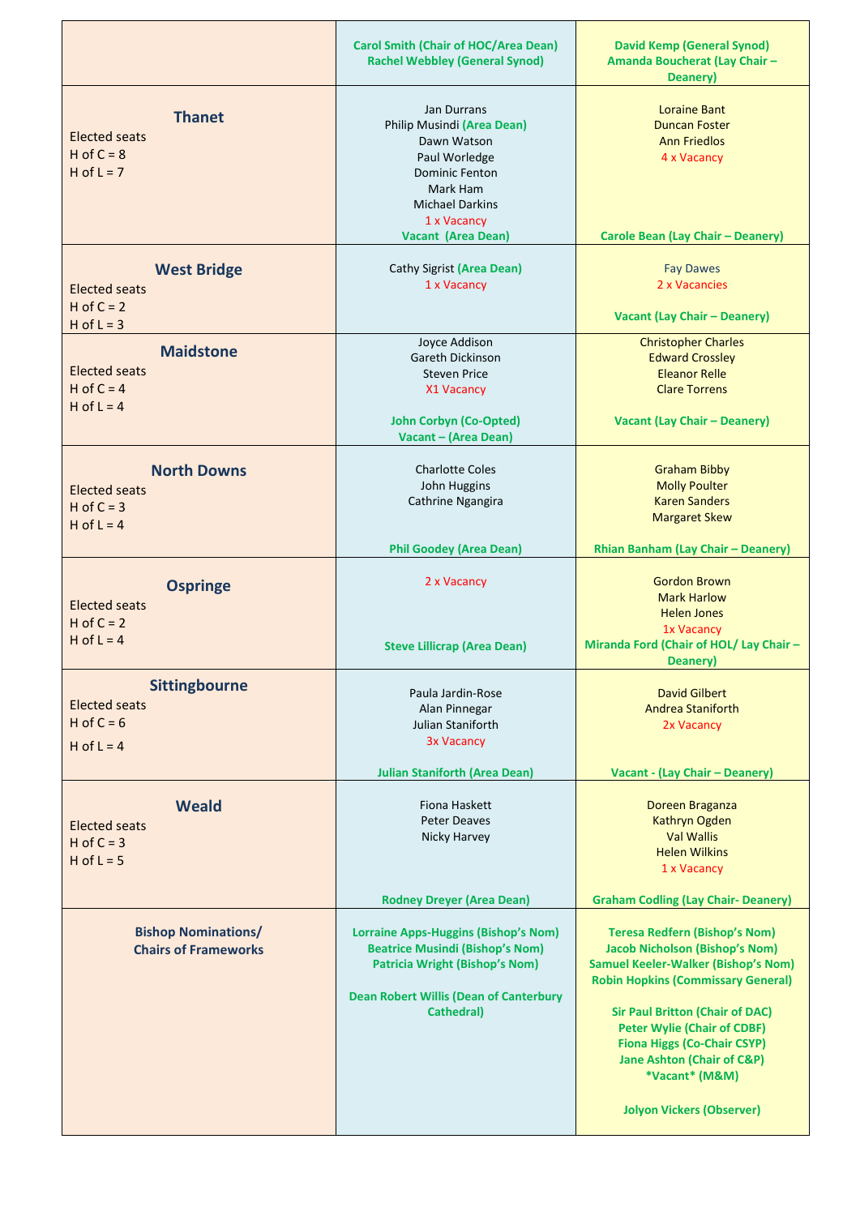| | | |
|---|---|---|
| | **Carol Smith (Chair of HOC/Area Dean)**<br>**Rachel Webbley (General Synod)** | **David Kemp (General Synod)**<br>**Amanda Boucherat (Lay Chair – Deanery)** |
| **Thanet**<br>Elected seats<br>H of C = 8<br>H of L = 7 | Jan Durrans<br>Philip Musindi **(Area Dean)**<br>Dawn Watson<br>Paul Worledge<br>Dominic Fenton<br>Mark Ham<br>Michael Darkins<br>1 x Vacancy<br>**Vacant (Area Dean)** | Loraine Bant<br>Duncan Foster<br>Ann Friedlos<br>4 x Vacancy<br>**Carole Bean (Lay Chair – Deanery)** |
| **West Bridge**<br>Elected seats<br>H of C = 2<br>H of L = 3 | Cathy Sigrist **(Area Dean)**<br>1 x Vacancy | Fay Dawes<br>2 x Vacancies<br>**Vacant (Lay Chair – Deanery)** |
| **Maidstone**<br>Elected seats<br>H of C = 4<br>H of L = 4 | Joyce Addison<br>Gareth Dickinson<br>Steven Price<br>X1 Vacancy<br>**John Corbyn (Co-Opted)**<br>**Vacant – (Area Dean)** | Christopher Charles<br>Edward Crossley<br>Eleanor Relle<br>Clare Torrens<br>**Vacant (Lay Chair – Deanery)** |
| **North Downs**<br>Elected seats<br>H of C = 3<br>H of L = 4 | Charlotte Coles<br>John Huggins<br>Cathrine Ngangira<br>**Phil Goodey (Area Dean)** | Graham Bibby<br>Molly Poulter<br>Karen Sanders<br>Margaret Skew<br>**Rhian Banham (Lay Chair – Deanery)** |
| **Ospringe**<br>Elected seats<br>H of C = 2<br>H of L = 4 | 2 x Vacancy<br>**Steve Lillicrap (Area Dean)** | Gordon Brown<br>Mark Harlow<br>Helen Jones<br>1x Vacancy<br>**Miranda Ford (Chair of HOL/ Lay Chair – Deanery)** |
| **Sittingbourne**<br>Elected seats<br>H of C = 6<br>H of L = 4 | Paula Jardin-Rose<br>Alan Pinnegar<br>Julian Staniforth<br>3x Vacancy<br>**Julian Staniforth (Area Dean)** | David Gilbert<br>Andrea Staniforth<br>2x Vacancy<br>**Vacant - (Lay Chair – Deanery)** |
| **Weald**<br>Elected seats<br>H of C = 3<br>H of L = 5 | Fiona Haskett<br>Peter Deaves<br>Nicky Harvey<br>**Rodney Dreyer (Area Dean)** | Doreen Braganza<br>Kathryn Ogden<br>Val Wallis<br>Helen Wilkins<br>1 x Vacancy<br>**Graham Codling (Lay Chair- Deanery)** |
| **Bishop Nominations/ Chairs of Frameworks** | **Lorraine Apps-Huggins (Bishop's Nom)**<br>**Beatrice Musindi (Bishop's Nom)**<br>**Patricia Wright (Bishop's Nom)**<br>**Dean Robert Willis (Dean of Canterbury Cathedral)** | **Teresa Redfern (Bishop's Nom)**<br>**Jacob Nicholson (Bishop's Nom)**<br>**Samuel Keeler-Walker (Bishop's Nom)**<br>**Robin Hopkins (Commissary General)**<br>**Sir Paul Britton (Chair of DAC)**<br>**Peter Wylie (Chair of CDBF)**<br>**Fiona Higgs (Co-Chair CSYP)**<br>**Jane Ashton (Chair of C&P)**<br>**\*Vacant\* (M&M)**<br>**Jolyon Vickers (Observer)** |